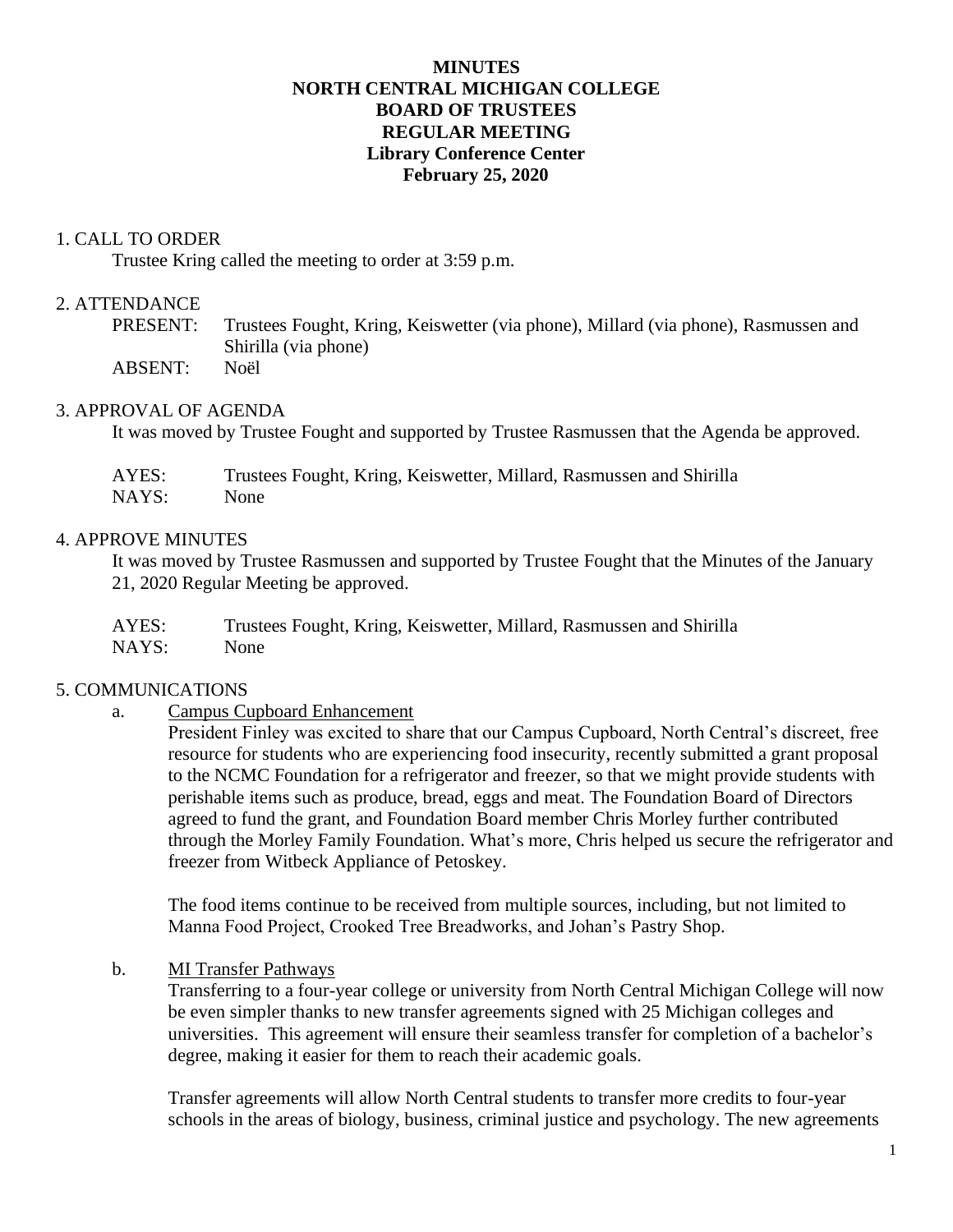# MINUTES
# NORTH CENTRAL MICHIGAN COLLEGE
# BOARD OF TRUSTEES
# REGULAR MEETING
## Library Conference Center
## February 25, 2020

## 1. CALL TO ORDER

Trustee Kring called the meeting to order at 3:59 p.m.

## 2. ATTENDANCE

PRESENT: Trustees Fought, Kring, Keiswetter (via phone), Millard (via phone), Rasmussen and Shirilla (via phone)

ABSENT: Noël

## 3. APPROVAL OF AGENDA

It was moved by Trustee Fought and supported by Trustee Rasmussen that the Agenda be approved.

AYES: Trustees Fought, Kring, Keiswetter, Millard, Rasmussen and Shirilla

NAYS: None

## 4. APPROVE MINUTES

It was moved by Trustee Rasmussen and supported by Trustee Fought that the Minutes of the January 21, 2020 Regular Meeting be approved.

AYES: Trustees Fought, Kring, Keiswetter, Millard, Rasmussen and Shirilla

NAYS: None

## 5. COMMUNICATIONS

a. Campus Cupboard Enhancement

President Finley was excited to share that our Campus Cupboard, North Central's discreet, free resource for students who are experiencing food insecurity, recently submitted a grant proposal to the NCMC Foundation for a refrigerator and freezer, so that we might provide students with perishable items such as produce, bread, eggs and meat. The Foundation Board of Directors agreed to fund the grant, and Foundation Board member Chris Morley further contributed through the Morley Family Foundation. What's more, Chris helped us secure the refrigerator and freezer from Witbeck Appliance of Petoskey.

The food items continue to be received from multiple sources, including, but not limited to Manna Food Project, Crooked Tree Breadworks, and Johan's Pastry Shop.

b. MI Transfer Pathways

Transferring to a four-year college or university from North Central Michigan College will now be even simpler thanks to new transfer agreements signed with 25 Michigan colleges and universities. This agreement will ensure their seamless transfer for completion of a bachelor's degree, making it easier for them to reach their academic goals.

Transfer agreements will allow North Central students to transfer more credits to four-year schools in the areas of biology, business, criminal justice and psychology. The new agreements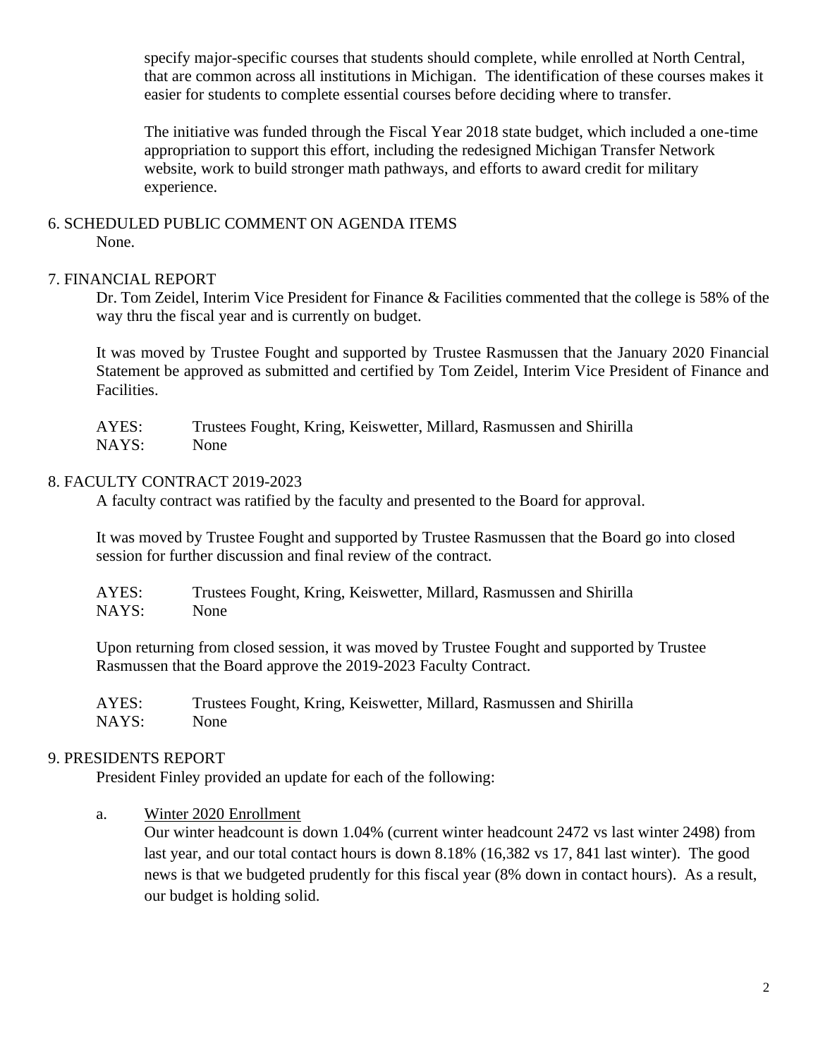specify major-specific courses that students should complete, while enrolled at North Central, that are common across all institutions in Michigan. The identification of these courses makes it easier for students to complete essential courses before deciding where to transfer.

The initiative was funded through the Fiscal Year 2018 state budget, which included a one-time appropriation to support this effort, including the redesigned Michigan Transfer Network website, work to build stronger math pathways, and efforts to award credit for military experience.

## 6. SCHEDULED PUBLIC COMMENT ON AGENDA ITEMS

None.

## 7. FINANCIAL REPORT

Dr. Tom Zeidel, Interim Vice President for Finance & Facilities commented that the college is 58% of the way thru the fiscal year and is currently on budget.

It was moved by Trustee Fought and supported by Trustee Rasmussen that the January 2020 Financial Statement be approved as submitted and certified by Tom Zeidel, Interim Vice President of Finance and Facilities.

AYES: Trustees Fought, Kring, Keiswetter, Millard, Rasmussen and Shirilla
NAYS: None

## 8. FACULTY CONTRACT 2019-2023

A faculty contract was ratified by the faculty and presented to the Board for approval.

It was moved by Trustee Fought and supported by Trustee Rasmussen that the Board go into closed session for further discussion and final review of the contract.

AYES: Trustees Fought, Kring, Keiswetter, Millard, Rasmussen and Shirilla
NAYS: None

Upon returning from closed session, it was moved by Trustee Fought and supported by Trustee Rasmussen that the Board approve the 2019-2023 Faculty Contract.

AYES: Trustees Fought, Kring, Keiswetter, Millard, Rasmussen and Shirilla
NAYS: None

## 9. PRESIDENTS REPORT

President Finley provided an update for each of the following:

a. Winter 2020 Enrollment

Our winter headcount is down 1.04% (current winter headcount 2472 vs last winter 2498) from last year, and our total contact hours is down 8.18% (16,382 vs 17, 841 last winter). The good news is that we budgeted prudently for this fiscal year (8% down in contact hours). As a result, our budget is holding solid.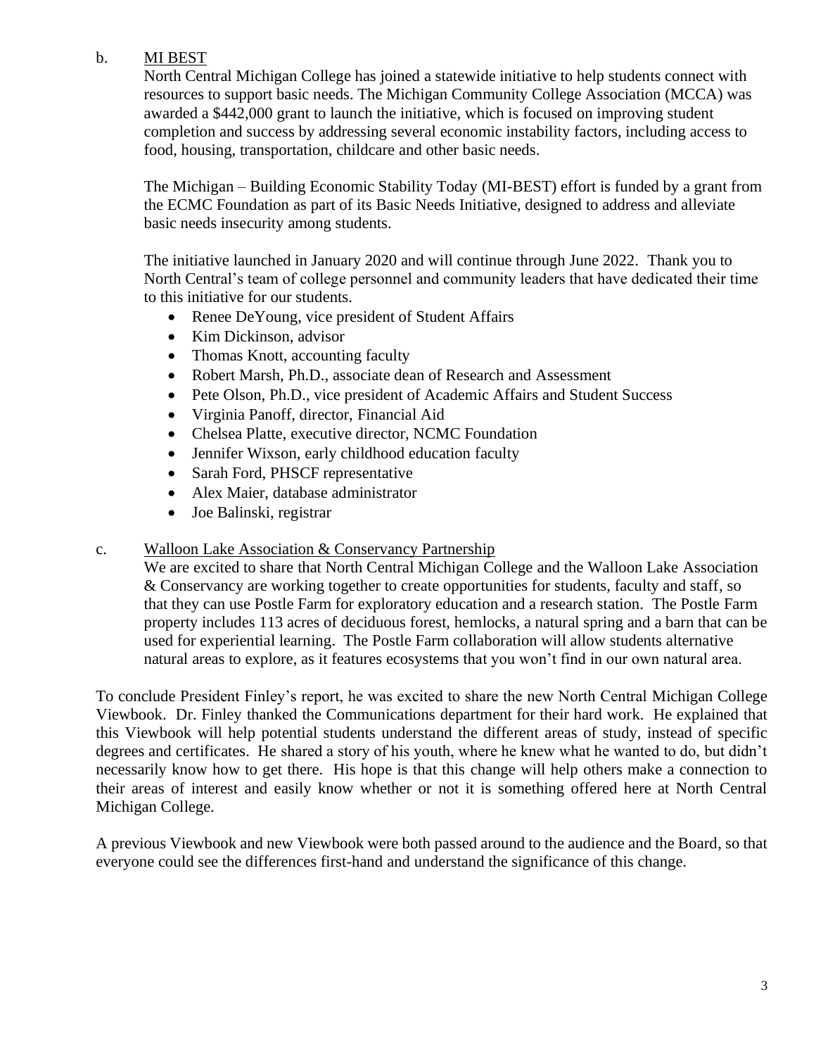b. <u>MI BEST</u>

North Central Michigan College has joined a statewide initiative to help students connect with resources to support basic needs. The Michigan Community College Association (MCCA) was awarded a $442,000 grant to launch the initiative, which is focused on improving student completion and success by addressing several economic instability factors, including access to food, housing, transportation, childcare and other basic needs.

The Michigan – Building Economic Stability Today (MI-BEST) effort is funded by a grant from the ECMC Foundation as part of its Basic Needs Initiative, designed to address and alleviate basic needs insecurity among students.

The initiative launched in January 2020 and will continue through June 2022. Thank you to North Central's team of college personnel and community leaders that have dedicated their time to this initiative for our students.

- Renee DeYoung, vice president of Student Affairs
- Kim Dickinson, advisor
- Thomas Knott, accounting faculty
- Robert Marsh, Ph.D., associate dean of Research and Assessment
- Pete Olson, Ph.D., vice president of Academic Affairs and Student Success
- Virginia Panoff, director, Financial Aid
- Chelsea Platte, executive director, NCMC Foundation
- Jennifer Wixson, early childhood education faculty
- Sarah Ford, PHSCF representative
- Alex Maier, database administrator
- Joe Balinski, registrar

c. <u>Walloon Lake Association & Conservancy Partnership</u>

We are excited to share that North Central Michigan College and the Walloon Lake Association & Conservancy are working together to create opportunities for students, faculty and staff, so that they can use Postle Farm for exploratory education and a research station. The Postle Farm property includes 113 acres of deciduous forest, hemlocks, a natural spring and a barn that can be used for experiential learning. The Postle Farm collaboration will allow students alternative natural areas to explore, as it features ecosystems that you won't find in our own natural area.

To conclude President Finley's report, he was excited to share the new North Central Michigan College Viewbook. Dr. Finley thanked the Communications department for their hard work. He explained that this Viewbook will help potential students understand the different areas of study, instead of specific degrees and certificates. He shared a story of his youth, where he knew what he wanted to do, but didn't necessarily know how to get there. His hope is that this change will help others make a connection to their areas of interest and easily know whether or not it is something offered here at North Central Michigan College.

A previous Viewbook and new Viewbook were both passed around to the audience and the Board, so that everyone could see the differences first-hand and understand the significance of this change.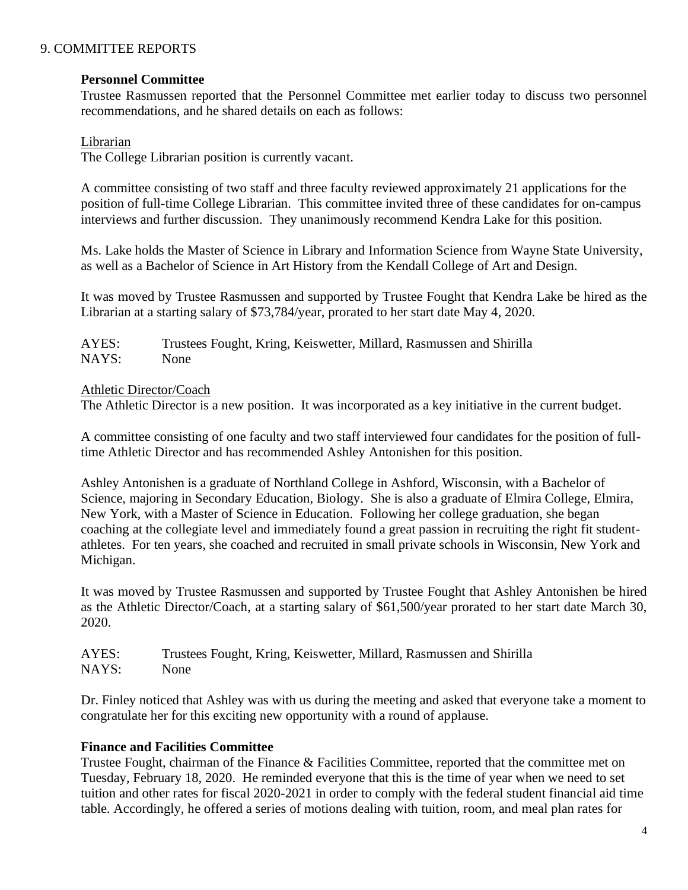## 9. COMMITTEE REPORTS

### Personnel Committee

Trustee Rasmussen reported that the Personnel Committee met earlier today to discuss two personnel recommendations, and he shared details on each as follows:

Librarian

The College Librarian position is currently vacant.

A committee consisting of two staff and three faculty reviewed approximately 21 applications for the position of full-time College Librarian. This committee invited three of these candidates for on-campus interviews and further discussion. They unanimously recommend Kendra Lake for this position.

Ms. Lake holds the Master of Science in Library and Information Science from Wayne State University, as well as a Bachelor of Science in Art History from the Kendall College of Art and Design.

It was moved by Trustee Rasmussen and supported by Trustee Fought that Kendra Lake be hired as the Librarian at a starting salary of $73,784/year, prorated to her start date May 4, 2020.

AYES: Trustees Fought, Kring, Keiswetter, Millard, Rasmussen and Shirilla
NAYS: None

Athletic Director/Coach

The Athletic Director is a new position. It was incorporated as a key initiative in the current budget.

A committee consisting of one faculty and two staff interviewed four candidates for the position of full-time Athletic Director and has recommended Ashley Antonishen for this position.

Ashley Antonishen is a graduate of Northland College in Ashford, Wisconsin, with a Bachelor of Science, majoring in Secondary Education, Biology. She is also a graduate of Elmira College, Elmira, New York, with a Master of Science in Education. Following her college graduation, she began coaching at the collegiate level and immediately found a great passion in recruiting the right fit student-athletes. For ten years, she coached and recruited in small private schools in Wisconsin, New York and Michigan.

It was moved by Trustee Rasmussen and supported by Trustee Fought that Ashley Antonishen be hired as the Athletic Director/Coach, at a starting salary of $61,500/year prorated to her start date March 30, 2020.

AYES: Trustees Fought, Kring, Keiswetter, Millard, Rasmussen and Shirilla
NAYS: None

Dr. Finley noticed that Ashley was with us during the meeting and asked that everyone take a moment to congratulate her for this exciting new opportunity with a round of applause.

### Finance and Facilities Committee

Trustee Fought, chairman of the Finance & Facilities Committee, reported that the committee met on Tuesday, February 18, 2020. He reminded everyone that this is the time of year when we need to set tuition and other rates for fiscal 2020-2021 in order to comply with the federal student financial aid time table. Accordingly, he offered a series of motions dealing with tuition, room, and meal plan rates for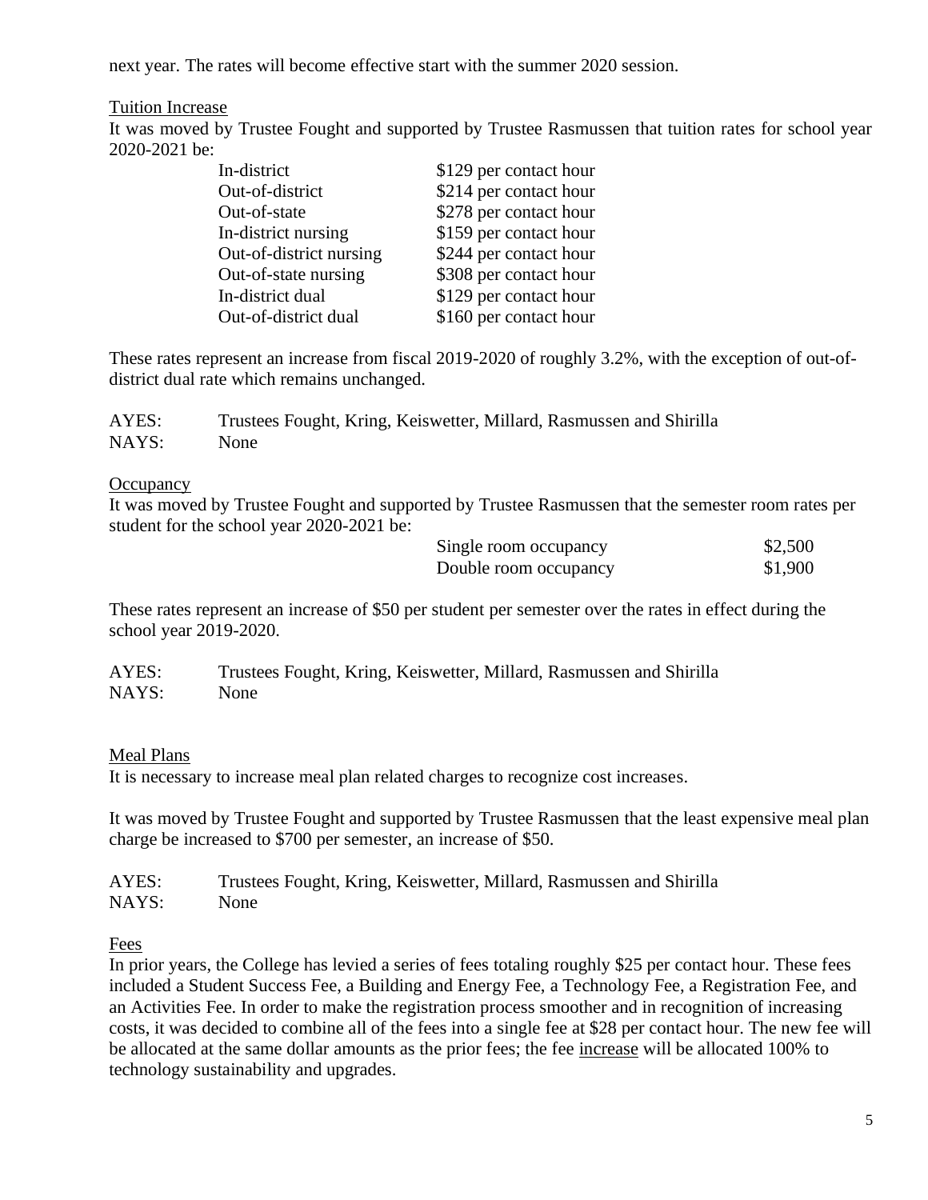next year. The rates will become effective start with the summer 2020 session.

<u>Tuition Increase</u>

It was moved by Trustee Fought and supported by Trustee Rasmussen that tuition rates for school year 2020-2021 be:

| | |
|---|---|
| In-district | $129 per contact hour |
| Out-of-district | $214 per contact hour |
| Out-of-state | $278 per contact hour |
| In-district nursing | $159 per contact hour |
| Out-of-district nursing | $244 per contact hour |
| Out-of-state nursing | $308 per contact hour |
| In-district dual | $129 per contact hour |
| Out-of-district dual | $160 per contact hour |

These rates represent an increase from fiscal 2019-2020 of roughly 3.2%, with the exception of out-of-district dual rate which remains unchanged.

AYES: Trustees Fought, Kring, Keiswetter, Millard, Rasmussen and Shirilla
NAYS: None

<u>Occupancy</u>

It was moved by Trustee Fought and supported by Trustee Rasmussen that the semester room rates per student for the school year 2020-2021 be:

| | |
|---|---|
| Single room occupancy | $2,500 |
| Double room occupancy | $1,900 |

These rates represent an increase of $50 per student per semester over the rates in effect during the school year 2019-2020.

AYES: Trustees Fought, Kring, Keiswetter, Millard, Rasmussen and Shirilla
NAYS: None

<u>Meal Plans</u>

It is necessary to increase meal plan related charges to recognize cost increases.

It was moved by Trustee Fought and supported by Trustee Rasmussen that the least expensive meal plan charge be increased to $700 per semester, an increase of $50.

AYES: Trustees Fought, Kring, Keiswetter, Millard, Rasmussen and Shirilla
NAYS: None

<u>Fees</u>

In prior years, the College has levied a series of fees totaling roughly $25 per contact hour. These fees included a Student Success Fee, a Building and Energy Fee, a Technology Fee, a Registration Fee, and an Activities Fee. In order to make the registration process smoother and in recognition of increasing costs, it was decided to combine all of the fees into a single fee at $28 per contact hour. The new fee will be allocated at the same dollar amounts as the prior fees; the fee <u>increase</u> will be allocated 100% to technology sustainability and upgrades.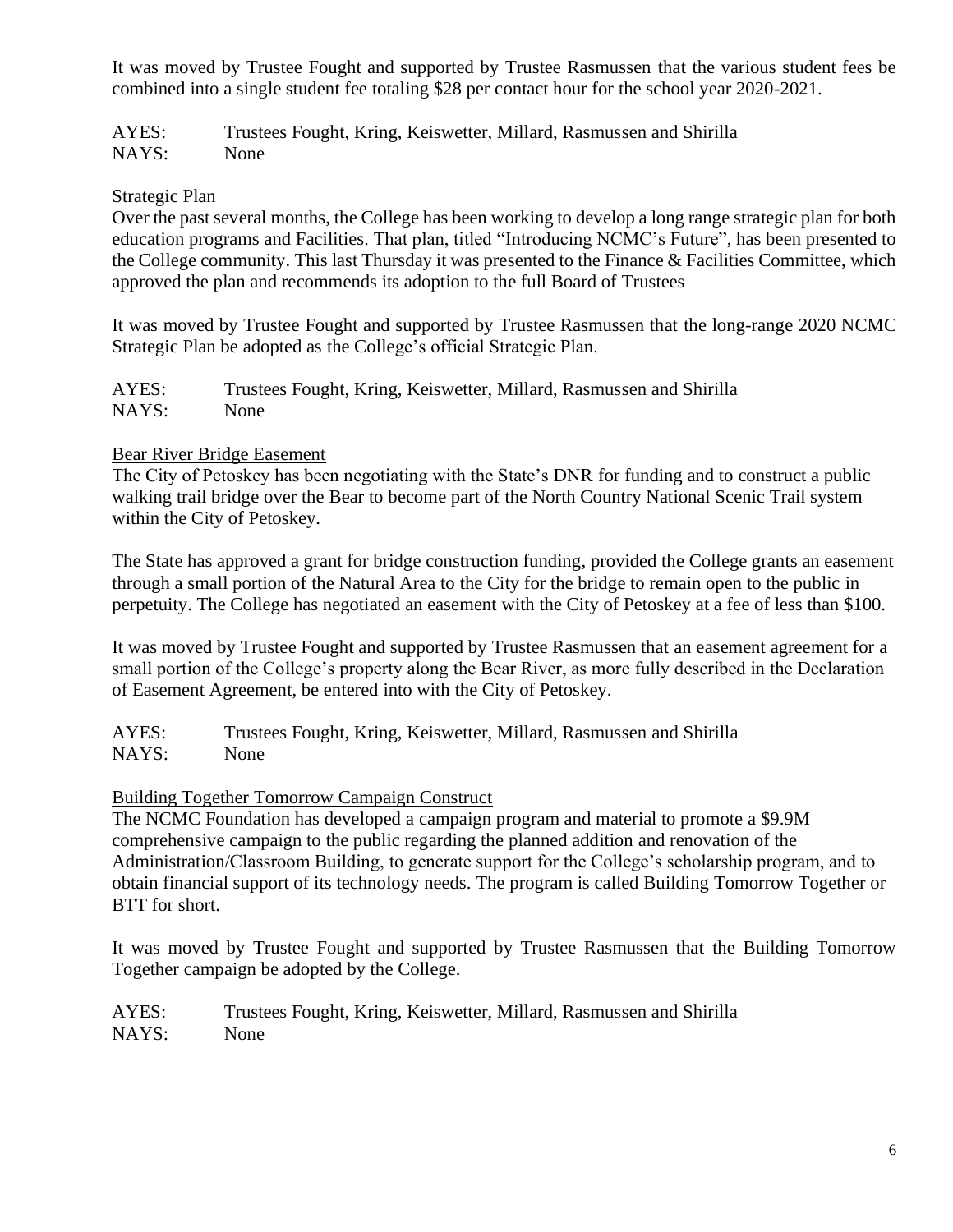It was moved by Trustee Fought and supported by Trustee Rasmussen that the various student fees be combined into a single student fee totaling $28 per contact hour for the school year 2020-2021.

AYES: Trustees Fought, Kring, Keiswetter, Millard, Rasmussen and Shirilla
NAYS: None

<u>Strategic Plan</u>

Over the past several months, the College has been working to develop a long range strategic plan for both education programs and Facilities. That plan, titled "Introducing NCMC's Future", has been presented to the College community. This last Thursday it was presented to the Finance & Facilities Committee, which approved the plan and recommends its adoption to the full Board of Trustees

It was moved by Trustee Fought and supported by Trustee Rasmussen that the long-range 2020 NCMC Strategic Plan be adopted as the College's official Strategic Plan.

AYES: Trustees Fought, Kring, Keiswetter, Millard, Rasmussen and Shirilla
NAYS: None

<u>Bear River Bridge Easement</u>

The City of Petoskey has been negotiating with the State's DNR for funding and to construct a public walking trail bridge over the Bear to become part of the North Country National Scenic Trail system within the City of Petoskey.

The State has approved a grant for bridge construction funding, provided the College grants an easement through a small portion of the Natural Area to the City for the bridge to remain open to the public in perpetuity. The College has negotiated an easement with the City of Petoskey at a fee of less than $100.

It was moved by Trustee Fought and supported by Trustee Rasmussen that an easement agreement for a small portion of the College's property along the Bear River, as more fully described in the Declaration of Easement Agreement, be entered into with the City of Petoskey.

AYES: Trustees Fought, Kring, Keiswetter, Millard, Rasmussen and Shirilla
NAYS: None

<u>Building Together Tomorrow Campaign Construct</u>

The NCMC Foundation has developed a campaign program and material to promote a $9.9M comprehensive campaign to the public regarding the planned addition and renovation of the Administration/Classroom Building, to generate support for the College's scholarship program, and to obtain financial support of its technology needs. The program is called Building Tomorrow Together or BTT for short.

It was moved by Trustee Fought and supported by Trustee Rasmussen that the Building Tomorrow Together campaign be adopted by the College.

AYES: Trustees Fought, Kring, Keiswetter, Millard, Rasmussen and Shirilla
NAYS: None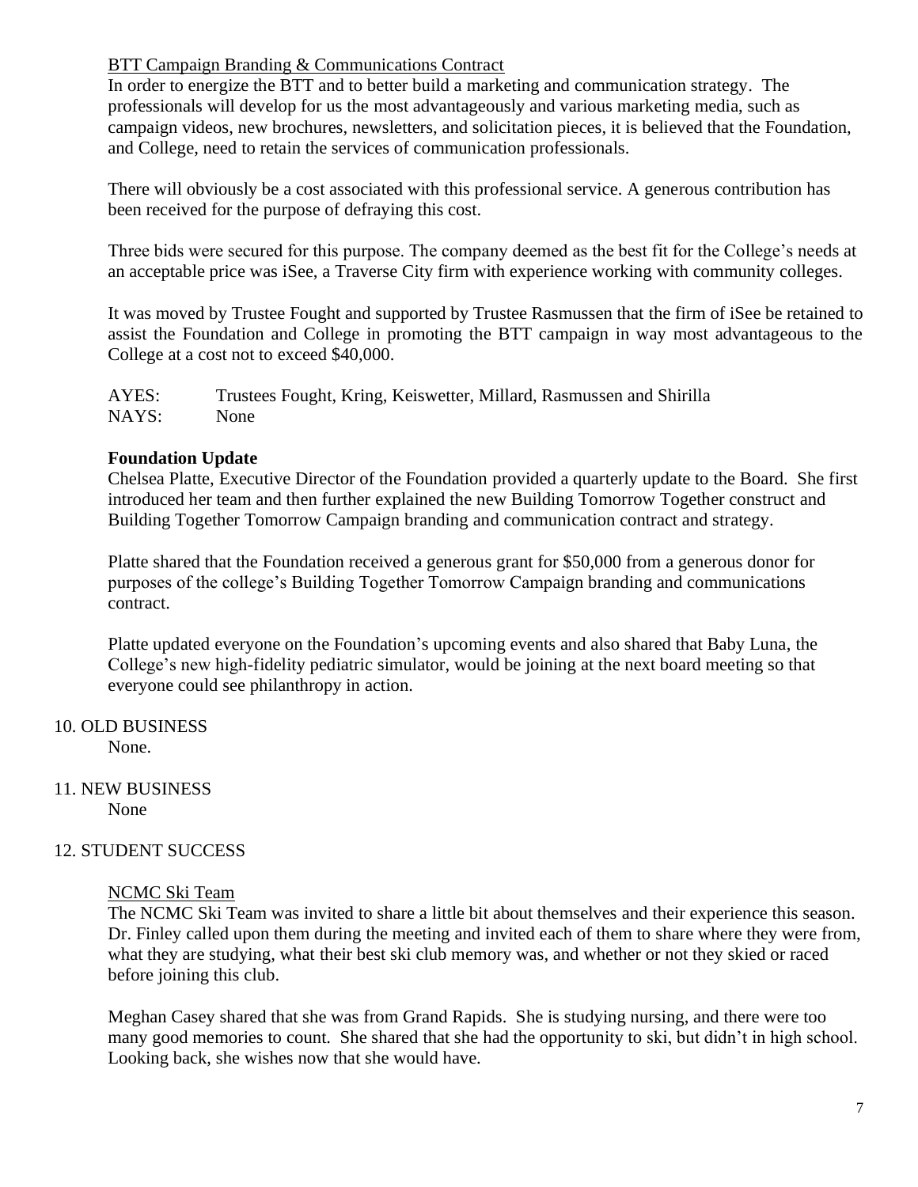<u>BTT Campaign Branding & Communications Contract</u>

In order to energize the BTT and to better build a marketing and communication strategy. The professionals will develop for us the most advantageously and various marketing media, such as campaign videos, new brochures, newsletters, and solicitation pieces, it is believed that the Foundation, and College, need to retain the services of communication professionals.

There will obviously be a cost associated with this professional service. A generous contribution has been received for the purpose of defraying this cost.

Three bids were secured for this purpose. The company deemed as the best fit for the College's needs at an acceptable price was iSee, a Traverse City firm with experience working with community colleges.

It was moved by Trustee Fought and supported by Trustee Rasmussen that the firm of iSee be retained to assist the Foundation and College in promoting the BTT campaign in way most advantageous to the College at a cost not to exceed $40,000.

AYES: Trustees Fought, Kring, Keiswetter, Millard, Rasmussen and Shirilla
NAYS: None

**Foundation Update**

Chelsea Platte, Executive Director of the Foundation provided a quarterly update to the Board. She first introduced her team and then further explained the new Building Tomorrow Together construct and Building Together Tomorrow Campaign branding and communication contract and strategy.

Platte shared that the Foundation received a generous grant for $50,000 from a generous donor for purposes of the college's Building Together Tomorrow Campaign branding and communications contract.

Platte updated everyone on the Foundation's upcoming events and also shared that Baby Luna, the College's new high-fidelity pediatric simulator, would be joining at the next board meeting so that everyone could see philanthropy in action.

10. OLD BUSINESS

None.

11. NEW BUSINESS

None

12. STUDENT SUCCESS

<u>NCMC Ski Team</u>

The NCMC Ski Team was invited to share a little bit about themselves and their experience this season. Dr. Finley called upon them during the meeting and invited each of them to share where they were from, what they are studying, what their best ski club memory was, and whether or not they skied or raced before joining this club.

Meghan Casey shared that she was from Grand Rapids. She is studying nursing, and there were too many good memories to count. She shared that she had the opportunity to ski, but didn't in high school. Looking back, she wishes now that she would have.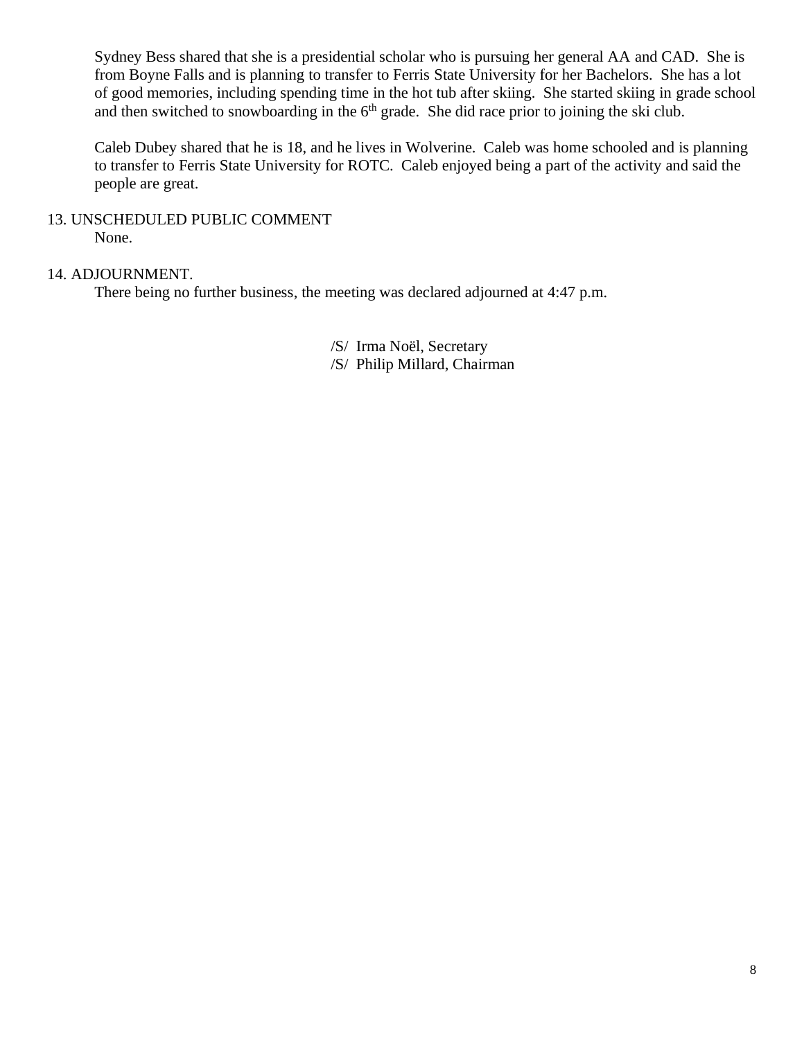Sydney Bess shared that she is a presidential scholar who is pursuing her general AA and CAD. She is from Boyne Falls and is planning to transfer to Ferris State University for her Bachelors. She has a lot of good memories, including spending time in the hot tub after skiing. She started skiing in grade school and then switched to snowboarding in the 6th grade. She did race prior to joining the ski club.

Caleb Dubey shared that he is 18, and he lives in Wolverine. Caleb was home schooled and is planning to transfer to Ferris State University for ROTC. Caleb enjoyed being a part of the activity and said the people are great.

13. UNSCHEDULED PUBLIC COMMENT

None.

14. ADJOURNMENT.

There being no further business, the meeting was declared adjourned at 4:47 p.m.

/S/ Irma Noël, Secretary
/S/ Philip Millard, Chairman